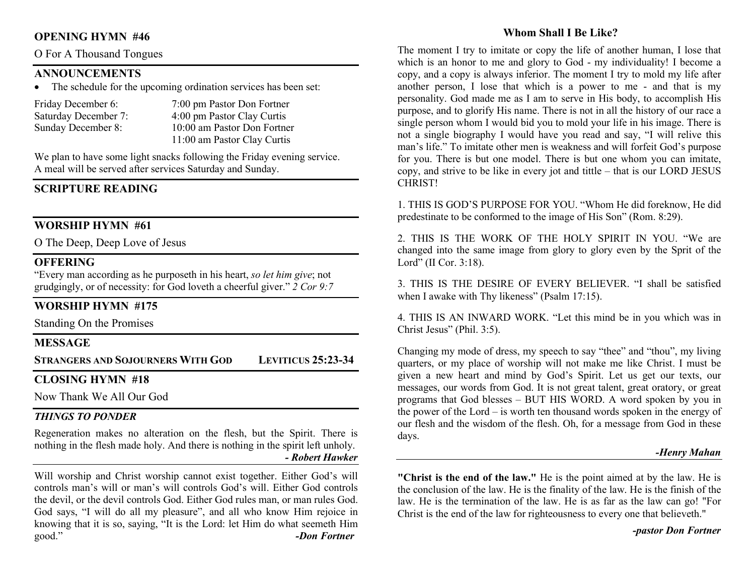## OPENING HYMN #46

O For A Thousand Tongues

## ANNOUNCEMENTS

- The schedule for the upcoming ordination services has been set:

| | |
|---|---|
| Friday December 6: | 7:00 pm Pastor Don Fortner |
| Saturday December 7: | 4:00 pm Pastor Clay Curtis |
| Sunday December 8: | 10:00 am Pastor Don Fortner |
| | 11:00 am Pastor Clay Curtis |

We plan to have some light snacks following the Friday evening service. A meal will be served after services Saturday and Sunday.

## SCRIPTURE READING

## WORSHIP HYMN #61

O The Deep, Deep Love of Jesus

## OFFERING

"Every man according as he purposeth in his heart, *so let him give*; not grudgingly, or of necessity: for God loveth a cheerful giver." *2 Cor 9:7*

## WORSHIP HYMN #175

Standing On the Promises

## MESSAGE

**STRANGERS AND SOJOURNERS WITH GOD** **LEVITICUS 25:23-34**

## CLOSING HYMN #18

Now Thank We All Our God

## *THINGS TO PONDER*

Regeneration makes no alteration on the flesh, but the Spirit. There is nothing in the flesh made holy. And there is nothing in the spirit left unholy.

***- Robert Hawker***

Will worship and Christ worship cannot exist together. Either God's will controls man's will or man's will controls God's will. Either God controls the devil, or the devil controls God. Either God rules man, or man rules God. God says, "I will do all my pleasure", and all who know Him rejoice in knowing that it is so, saying, "It is the Lord: let Him do what seemeth Him good."

***-Don Fortner***

## Whom Shall I Be Like?

The moment I try to imitate or copy the life of another human, I lose that which is an honor to me and glory to God - my individuality! I become a copy, and a copy is always inferior. The moment I try to mold my life after another person, I lose that which is a power to me - and that is my personality. God made me as I am to serve in His body, to accomplish His purpose, and to glorify His name. There is not in all the history of our race a single person whom I would bid you to mold your life in his image. There is not a single biography I would have you read and say, "I will relive this man's life." To imitate other men is weakness and will forfeit God's purpose for you. There is but one model. There is but one whom you can imitate, copy, and strive to be like in every jot and tittle – that is our LORD JESUS CHRIST!

1. THIS IS GOD'S PURPOSE FOR YOU. "Whom He did foreknow, He did predestinate to be conformed to the image of His Son" (Rom. 8:29).

2. THIS IS THE WORK OF THE HOLY SPIRIT IN YOU. "We are changed into the same image from glory to glory even by the Sprit of the Lord" (II Cor. 3:18).

3. THIS IS THE DESIRE OF EVERY BELIEVER. "I shall be satisfied when I awake with Thy likeness" (Psalm 17:15).

4. THIS IS AN INWARD WORK. "Let this mind be in you which was in Christ Jesus" (Phil. 3:5).

Changing my mode of dress, my speech to say "thee" and "thou", my living quarters, or my place of worship will not make me like Christ. I must be given a new heart and mind by God's Spirit. Let us get our texts, our messages, our words from God. It is not great talent, great oratory, or great programs that God blesses – BUT HIS WORD. A word spoken by you in the power of the Lord – is worth ten thousand words spoken in the energy of our flesh and the wisdom of the flesh. Oh, for a message from God in these days.

***-Henry Mahan***

**"Christ is the end of the law."** He is the point aimed at by the law. He is the conclusion of the law. He is the finality of the law. He is the finish of the law. He is the termination of the law. He is as far as the law can go! "For Christ is the end of the law for righteousness to every one that believeth."

***-pastor Don Fortner***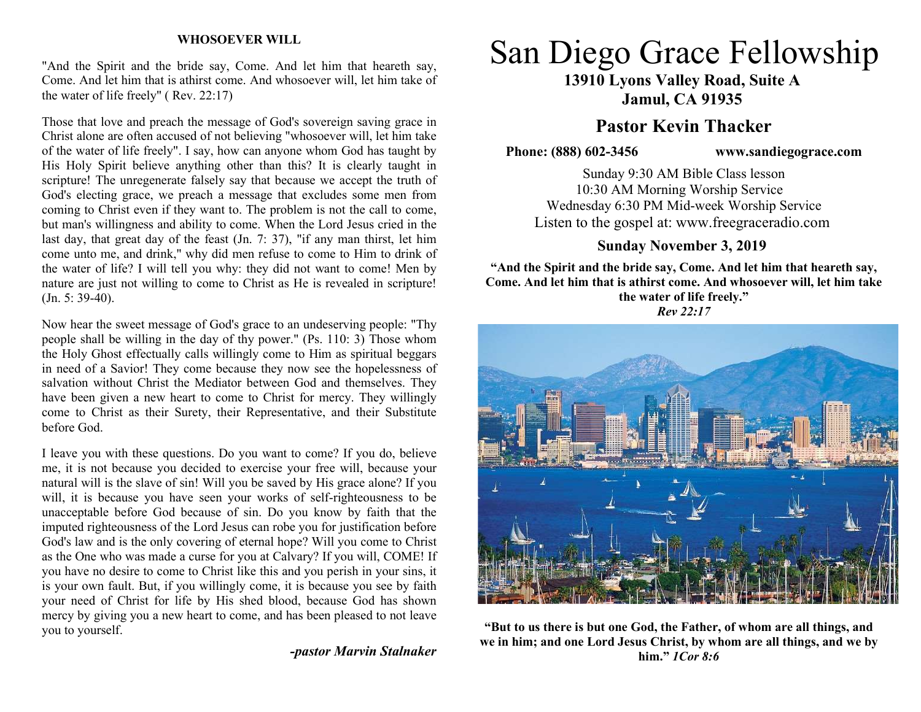## WHOSOEVER WILL

"And the Spirit and the bride say, Come. And let him that heareth say, Come. And let him that is athirst come. And whosoever will, let him take of the water of life freely" ( Rev. 22:17)

Those that love and preach the message of God's sovereign saving grace in Christ alone are often accused of not believing "whosoever will, let him take of the water of life freely". I say, how can anyone whom God has taught by His Holy Spirit believe anything other than this? It is clearly taught in scripture! The unregenerate falsely say that because we accept the truth of God's electing grace, we preach a message that excludes some men from coming to Christ even if they want to. The problem is not the call to come, but man's willingness and ability to come. When the Lord Jesus cried in the last day, that great day of the feast (Jn. 7: 37), "if any man thirst, let him come unto me, and drink," why did men refuse to come to Him to drink of the water of life? I will tell you why: they did not want to come! Men by nature are just not willing to come to Christ as He is revealed in scripture! (Jn. 5: 39-40).

Now hear the sweet message of God's grace to an undeserving people: "Thy people shall be willing in the day of thy power." (Ps. 110: 3) Those whom the Holy Ghost effectually calls willingly come to Him as spiritual beggars in need of a Savior! They come because they now see the hopelessness of salvation without Christ the Mediator between God and themselves. They have been given a new heart to come to Christ for mercy. They willingly come to Christ as their Surety, their Representative, and their Substitute before God.

I leave you with these questions. Do you want to come? If you do, believe me, it is not because you decided to exercise your free will, because your natural will is the slave of sin! Will you be saved by His grace alone? If you will, it is because you have seen your works of self-righteousness to be unacceptable before God because of sin. Do you know by faith that the imputed righteousness of the Lord Jesus can robe you for justification before God's law and is the only covering of eternal hope? Will you come to Christ as the One who was made a curse for you at Calvary? If you will, COME! If you have no desire to come to Christ like this and you perish in your sins, it is your own fault. But, if you willingly come, it is because you see by faith your need of Christ for life by His shed blood, because God has shown mercy by giving you a new heart to come, and has been pleased to not leave you to yourself.

***-pastor Marvin Stalnaker***

# San Diego Grace Fellowship

**13910 Lyons Valley Road, Suite A**
**Jamul, CA 91935**

## Pastor Kevin Thacker

**Phone: (888) 602-3456** **www.sandiegograce.com**

Sunday 9:30 AM Bible Class lesson
10:30 AM Morning Worship Service
Wednesday 6:30 PM Mid-week Worship Service
Listen to the gospel at: www.freegraceradio.com

### Sunday November 3, 2019

**"And the Spirit and the bride say, Come. And let him that heareth say, Come. And let him that is athirst come. And whosoever will, let him take the water of life freely."**
***Rev 22:17***

**"But to us there is but one God, the Father, of whom are all things, and we in him; and one Lord Jesus Christ, by whom are all things, and we by him."** ***1Cor 8:6***